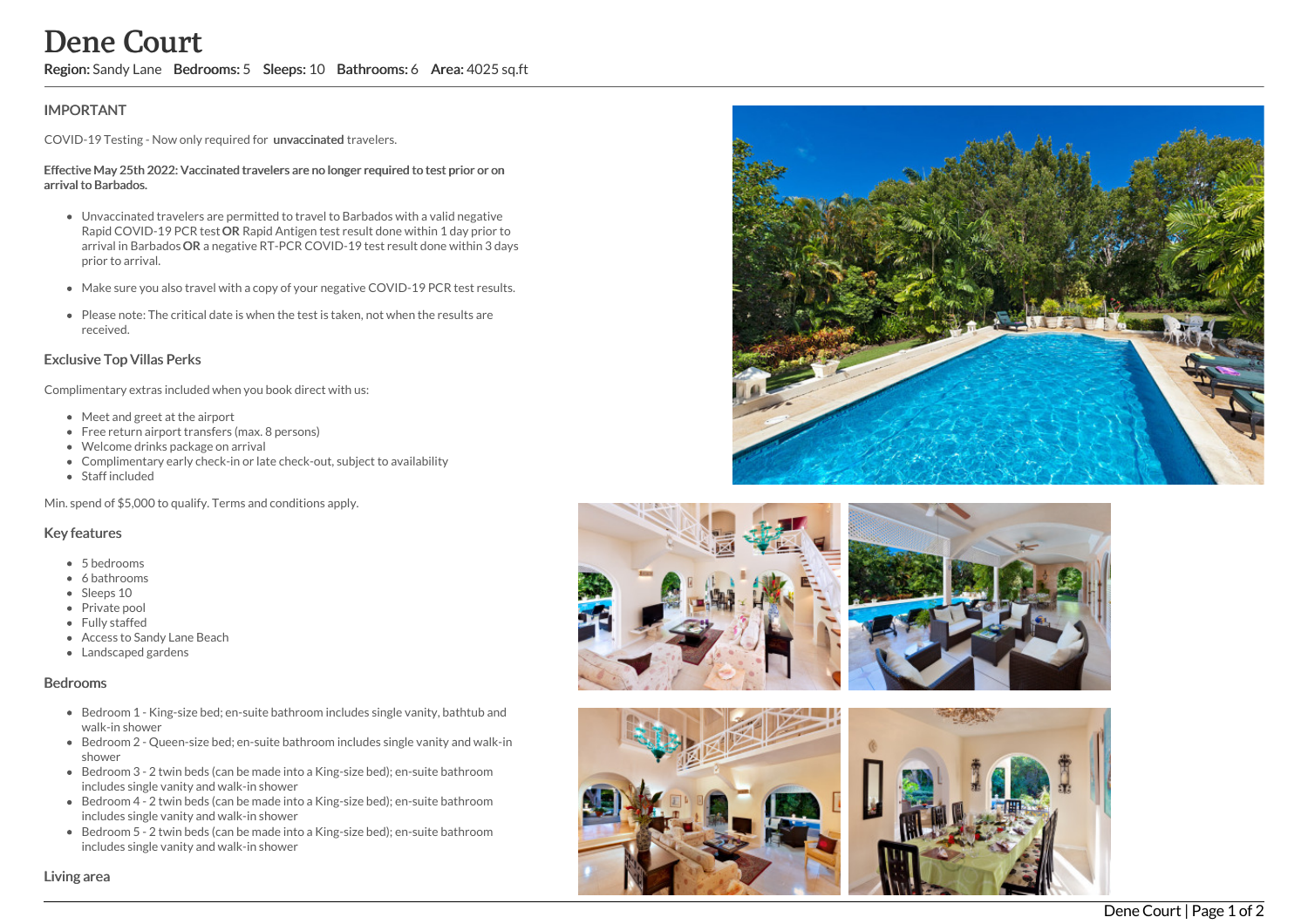# Dene Court

**Region:** Sandy Lane **Bedrooms:** 5 **Sleeps:** 10 **Bathrooms:** 6 **Area:** 4025 sq.ft

## IMPORTANT

COVID-19 Testing - Now only required for **unvaccinated** travelers.

**Effective May 25th 2022: Vaccinated travelers are no longer required to test prior or on arrival to Barbados.**

- Unvaccinated travelers are permitted to travel to Barbados with a valid negative Rapid COVID-19 PCR test **OR** Rapid Antigen test result done within 1 day prior to arrival in Barbados **OR** a negative RT-PCR COVID-19 test result done within 3 days prior to arrival.
- Make sure you also travel with a copy of your negative COVID-19 PCR test results.
- Please note: The critical date is when the test is taken, not when the results are received.

## Exclusive Top Villas Perks

Complimentary extras included when you book direct with us:

- Meet and greet at the airport
- Free return airport transfers (max. 8 persons)
- Welcome drinks package on arrival
- Complimentary early check-in or late check-out, subject to availability
- Staff included

Min. spend of $5,000 to qualify. Terms and conditions apply.

## Key features

- 5 bedrooms
- 6 bathrooms
- Sleeps 10
- Private pool
- Fully staffed
- Access to Sandy Lane Beach
- Landscaped gardens

## Bedrooms

- Bedroom 1 - King-size bed; en-suite bathroom includes single vanity, bathtub and walk-in shower
- Bedroom 2 - Queen-size bed; en-suite bathroom includes single vanity and walk-in shower
- Bedroom 3 - 2 twin beds (can be made into a King-size bed); en-suite bathroom includes single vanity and walk-in shower
- Bedroom 4 - 2 twin beds (can be made into a King-size bed); en-suite bathroom includes single vanity and walk-in shower
- Bedroom 5 - 2 twin beds (can be made into a King-size bed); en-suite bathroom includes single vanity and walk-in shower

## Living area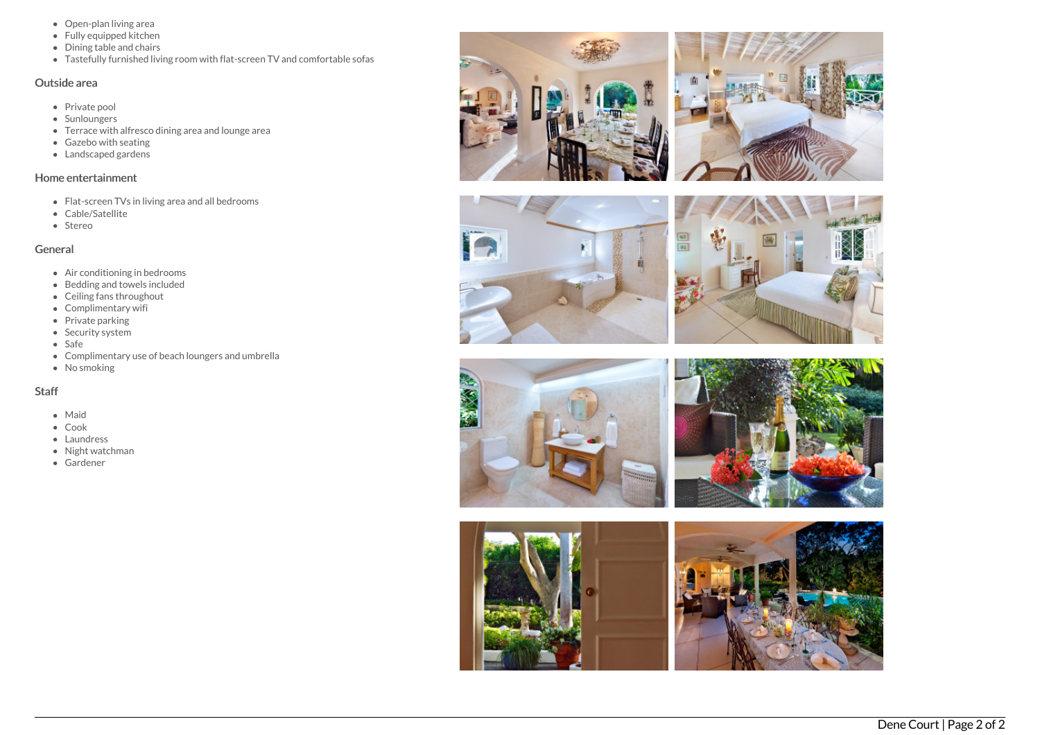- Open-plan living area
- Fully equipped kitchen
- Dining table and chairs
- Tastefully furnished living room with flat-screen TV and comfortable sofas

## Outside area

- Private pool
- Sunloungers
- Terrace with alfresco dining area and lounge area
- Gazebo with seating
- Landscaped gardens

## Home entertainment

- Flat-screen TVs in living area and all bedrooms
- Cable/Satellite
- Stereo

## General

- Air conditioning in bedrooms
- Bedding and towels included
- Ceiling fans throughout
- Complimentary wifi
- Private parking
- Security system
- Safe
- Complimentary use of beach loungers and umbrella
- No smoking

## Staff

- Maid
- Cook
- Laundress
- Night watchman
- Gardener